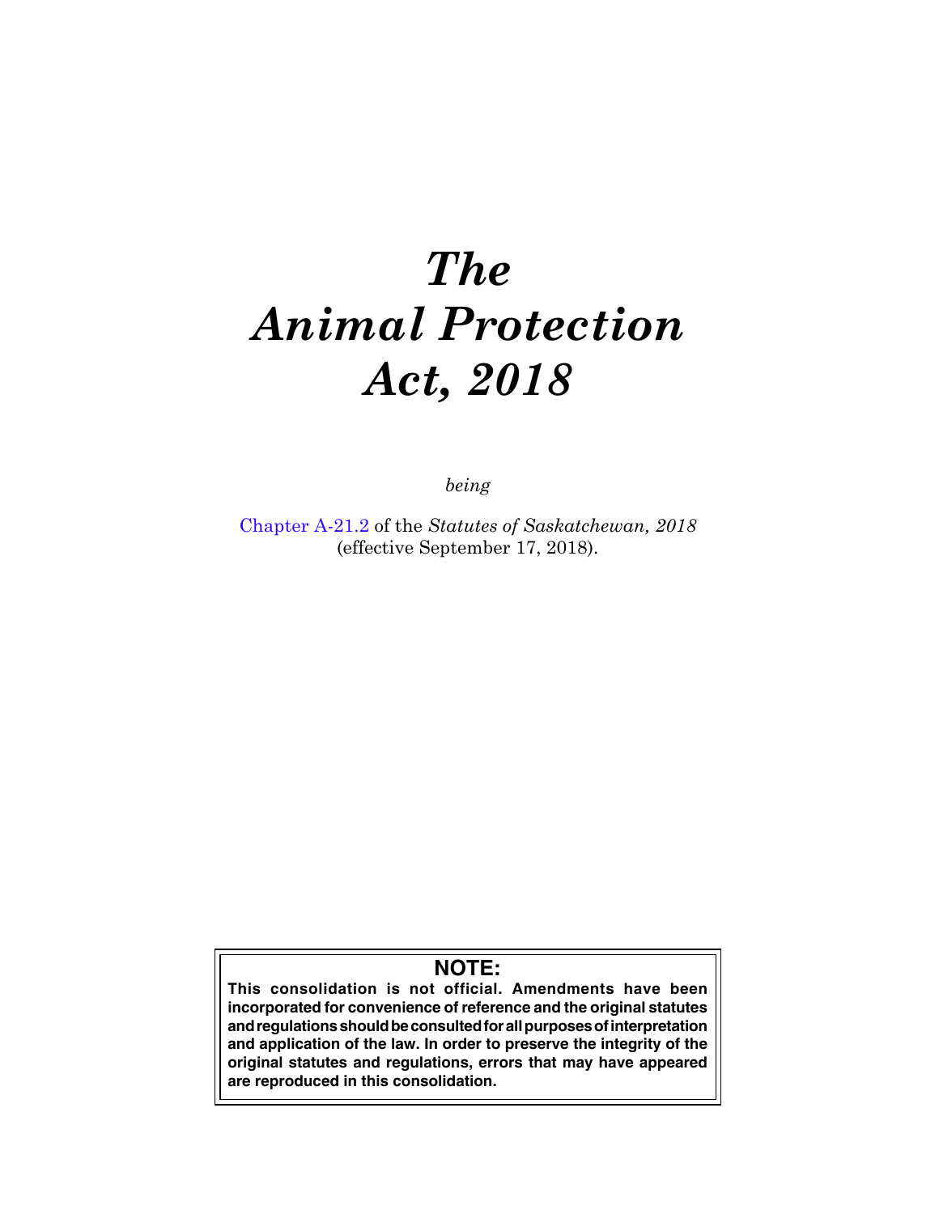# *The Animal Protection Act, 2018*

*being*

Chapter A-21.2 of the *Statutes of Saskatchewan, 2018* (effective September 17, 2018).

**NOTE:**

**This consolidation is not official. Amendments have been incorporated for convenience of reference and the original statutes and regulations should be consulted for all purposes of interpretation and application of the law. In order to preserve the integrity of the original statutes and regulations, errors that may have appeared are reproduced in this consolidation.**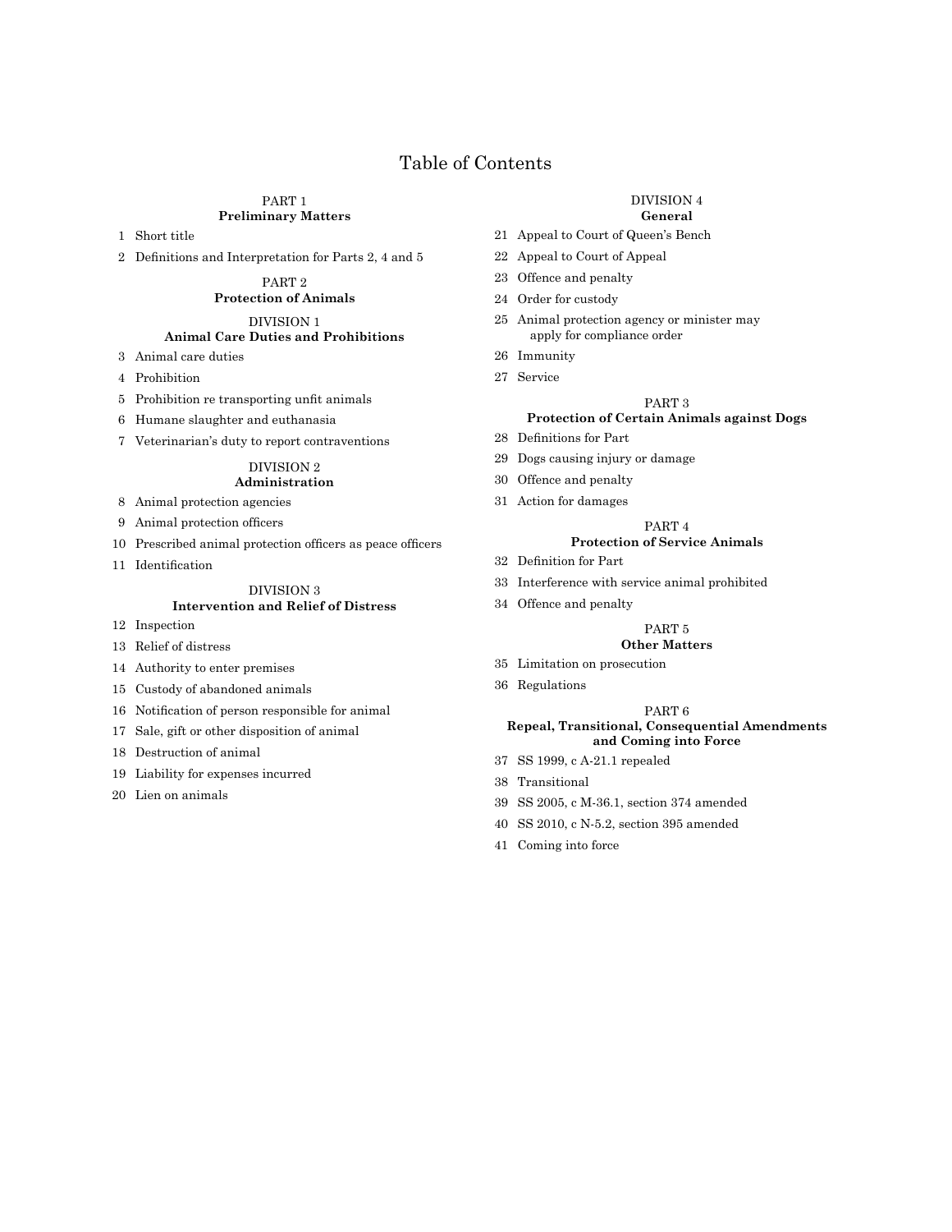# Table of Contents

## PART 1
**Preliminary Matters**

1 Short title

2 Definitions and Interpretation for Parts 2, 4 and 5

## PART 2
**Protection of Animals**

### DIVISION 1
**Animal Care Duties and Prohibitions**

3 Animal care duties

4 Prohibition

5 Prohibition re transporting unfit animals

6 Humane slaughter and euthanasia

7 Veterinarian's duty to report contraventions

### DIVISION 2
**Administration**

8 Animal protection agencies

9 Animal protection officers

10 Prescribed animal protection officers as peace officers

11 Identification

### DIVISION 3
**Intervention and Relief of Distress**

12 Inspection

13 Relief of distress

14 Authority to enter premises

15 Custody of abandoned animals

16 Notification of person responsible for animal

17 Sale, gift or other disposition of animal

18 Destruction of animal

19 Liability for expenses incurred

20 Lien on animals

### DIVISION 4
**General**

21 Appeal to Court of Queen's Bench

22 Appeal to Court of Appeal

23 Offence and penalty

24 Order for custody

25 Animal protection agency or minister may apply for compliance order

26 Immunity

27 Service

## PART 3
**Protection of Certain Animals against Dogs**

28 Definitions for Part

29 Dogs causing injury or damage

30 Offence and penalty

31 Action for damages

## PART 4
**Protection of Service Animals**

32 Definition for Part

33 Interference with service animal prohibited

34 Offence and penalty

## PART 5
**Other Matters**

35 Limitation on prosecution

36 Regulations

## PART 6
**Repeal, Transitional, Consequential Amendments and Coming into Force**

37 SS 1999, c A-21.1 repealed

38 Transitional

39 SS 2005, c M-36.1, section 374 amended

40 SS 2010, c N-5.2, section 395 amended

41 Coming into force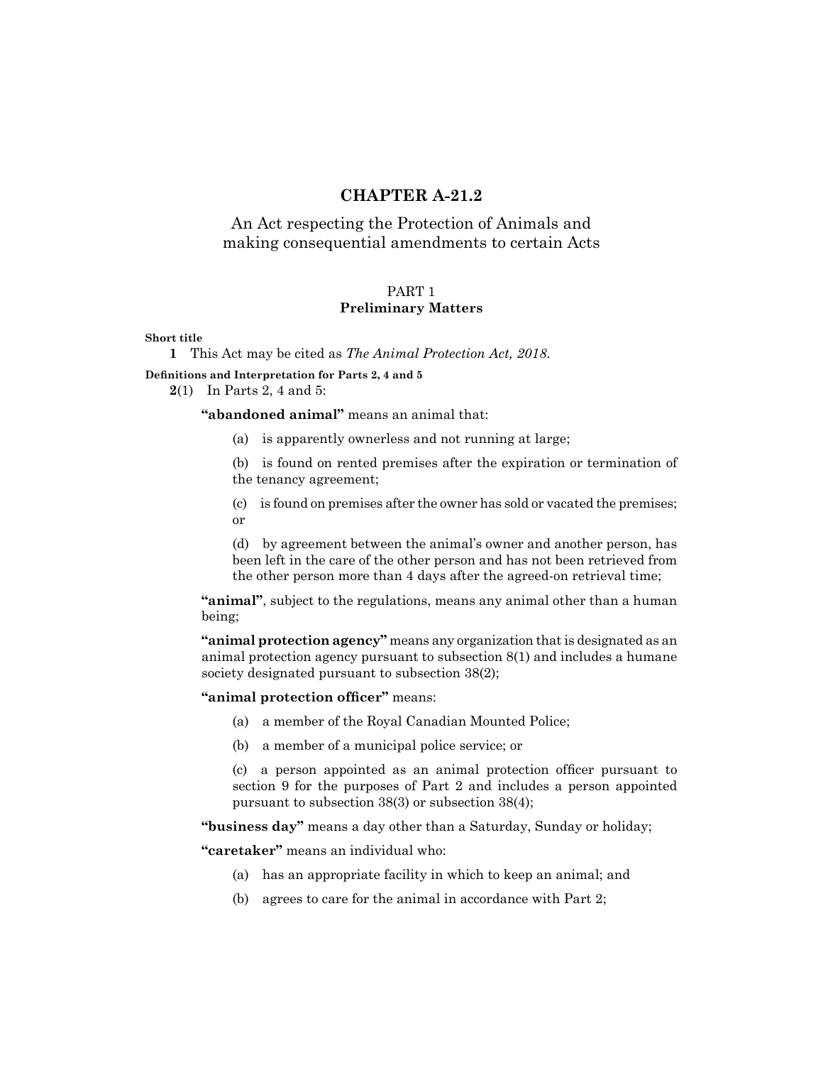# CHAPTER A-21.2

An Act respecting the Protection of Animals and making consequential amendments to certain Acts

## PART 1
## Preliminary Matters

**Short title**

**1** This Act may be cited as *The Animal Protection Act, 2018*.

**Definitions and Interpretation for Parts 2, 4 and 5**

**2**(1) In Parts 2, 4 and 5:

**"abandoned animal"** means an animal that:

(a) is apparently ownerless and not running at large;

(b) is found on rented premises after the expiration or termination of the tenancy agreement;

(c) is found on premises after the owner has sold or vacated the premises; or

(d) by agreement between the animal's owner and another person, has been left in the care of the other person and has not been retrieved from the other person more than 4 days after the agreed-on retrieval time;

**"animal"**, subject to the regulations, means any animal other than a human being;

**"animal protection agency"** means any organization that is designated as an animal protection agency pursuant to subsection 8(1) and includes a humane society designated pursuant to subsection 38(2);

**"animal protection officer"** means:

(a) a member of the Royal Canadian Mounted Police;

(b) a member of a municipal police service; or

(c) a person appointed as an animal protection officer pursuant to section 9 for the purposes of Part 2 and includes a person appointed pursuant to subsection 38(3) or subsection 38(4);

**"business day"** means a day other than a Saturday, Sunday or holiday;

**"caretaker"** means an individual who:

(a) has an appropriate facility in which to keep an animal; and

(b) agrees to care for the animal in accordance with Part 2;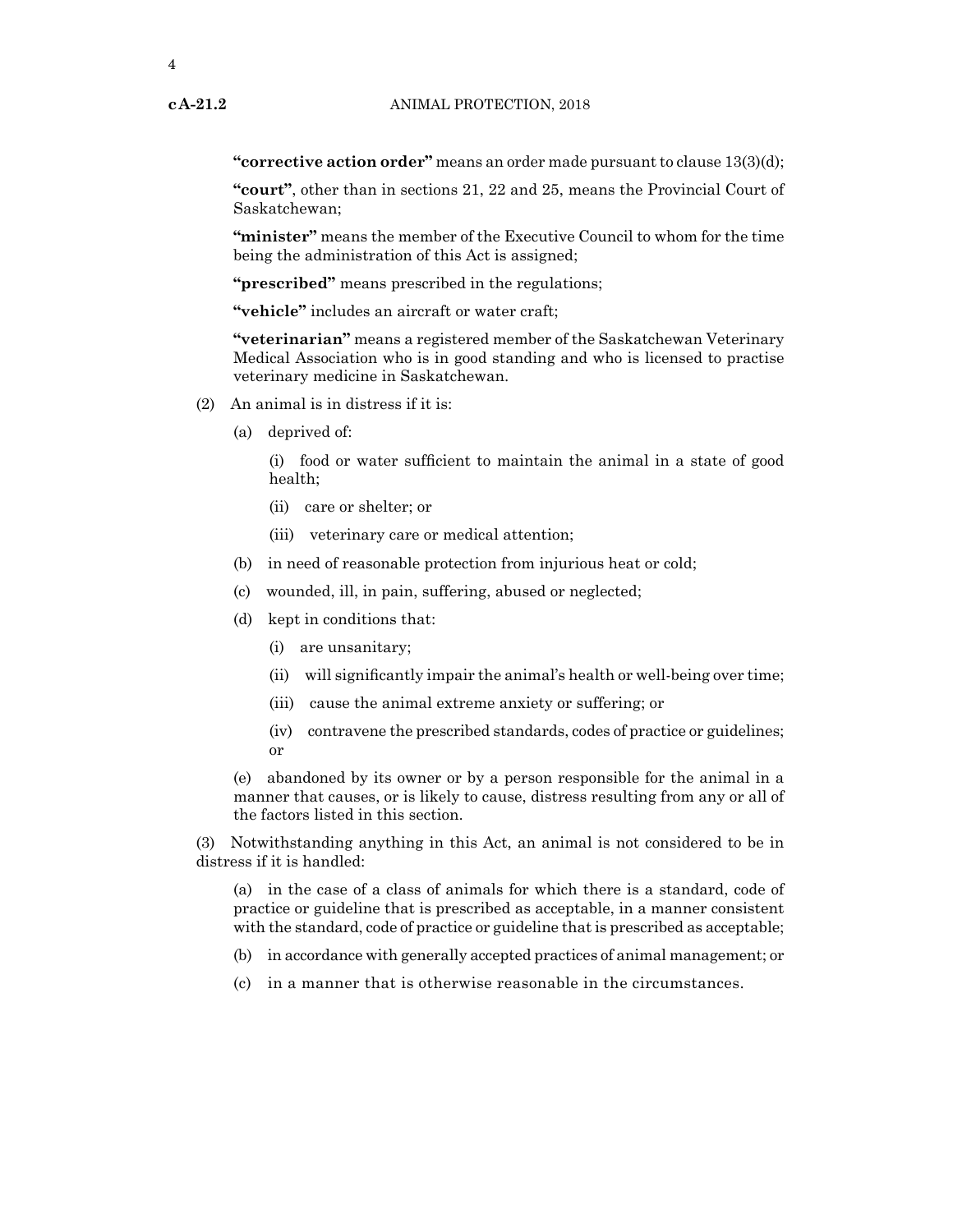**"corrective action order"** means an order made pursuant to clause 13(3)(d);

**"court"**, other than in sections 21, 22 and 25, means the Provincial Court of Saskatchewan;

**"minister"** means the member of the Executive Council to whom for the time being the administration of this Act is assigned;

**"prescribed"** means prescribed in the regulations;

**"vehicle"** includes an aircraft or water craft;

**"veterinarian"** means a registered member of the Saskatchewan Veterinary Medical Association who is in good standing and who is licensed to practise veterinary medicine in Saskatchewan.

(2) An animal is in distress if it is:

(a) deprived of:

(i) food or water sufficient to maintain the animal in a state of good health;

(ii) care or shelter; or

(iii) veterinary care or medical attention;

(b) in need of reasonable protection from injurious heat or cold;

(c) wounded, ill, in pain, suffering, abused or neglected;

(d) kept in conditions that:

(i) are unsanitary;

(ii) will significantly impair the animal's health or well-being over time;

(iii) cause the animal extreme anxiety or suffering; or

(iv) contravene the prescribed standards, codes of practice or guidelines; or

(e) abandoned by its owner or by a person responsible for the animal in a manner that causes, or is likely to cause, distress resulting from any or all of the factors listed in this section.

(3) Notwithstanding anything in this Act, an animal is not considered to be in distress if it is handled:

(a) in the case of a class of animals for which there is a standard, code of practice or guideline that is prescribed as acceptable, in a manner consistent with the standard, code of practice or guideline that is prescribed as acceptable;

(b) in accordance with generally accepted practices of animal management; or

(c) in a manner that is otherwise reasonable in the circumstances.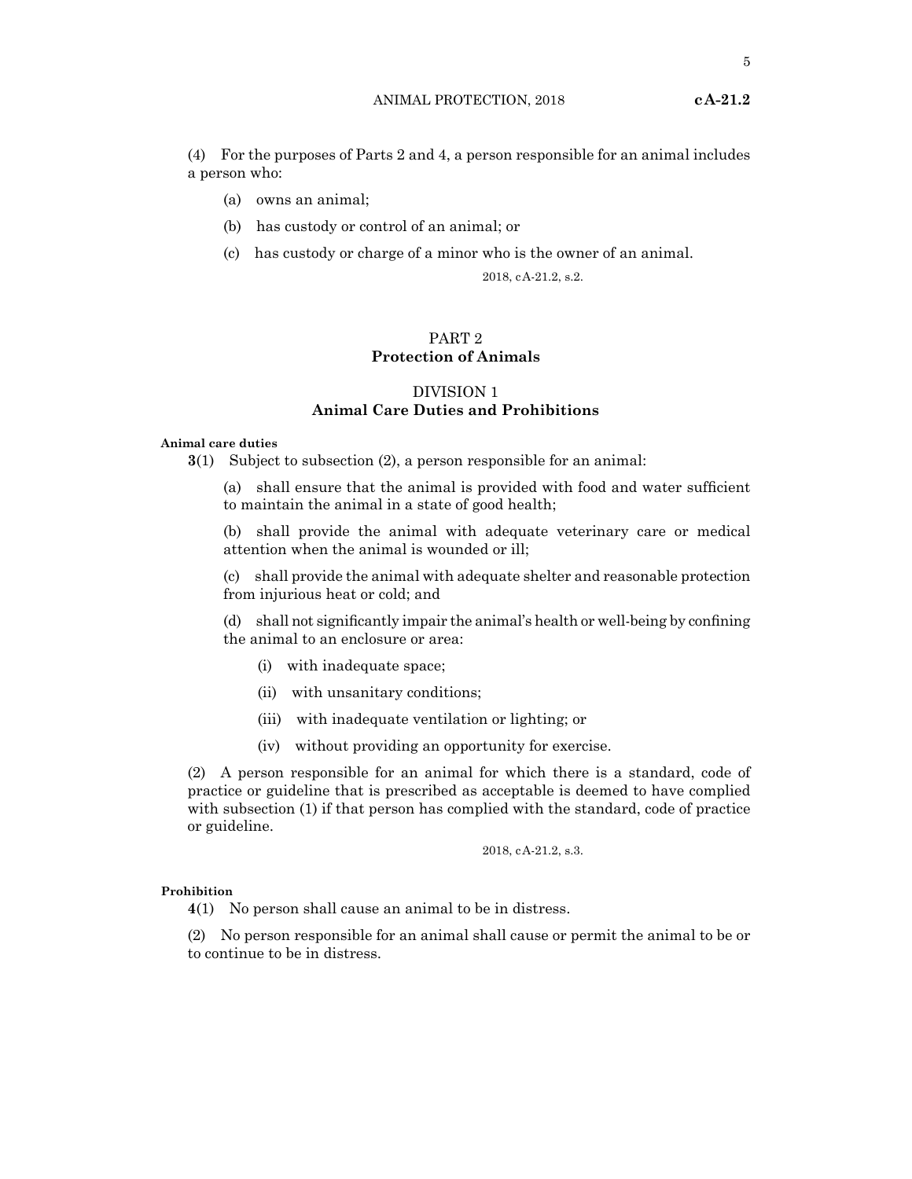(4) For the purposes of Parts 2 and 4, a person responsible for an animal includes a person who:

(a) owns an animal;

(b) has custody or control of an animal; or

(c) has custody or charge of a minor who is the owner of an animal.

2018, cA-21.2, s.2.

## PART 2
## Protection of Animals

### DIVISION 1
### Animal Care Duties and Prohibitions

**Animal care duties**

**3**(1) Subject to subsection (2), a person responsible for an animal:

(a) shall ensure that the animal is provided with food and water sufficient to maintain the animal in a state of good health;

(b) shall provide the animal with adequate veterinary care or medical attention when the animal is wounded or ill;

(c) shall provide the animal with adequate shelter and reasonable protection from injurious heat or cold; and

(d) shall not significantly impair the animal's health or well-being by confining the animal to an enclosure or area:

(i) with inadequate space;

(ii) with unsanitary conditions;

(iii) with inadequate ventilation or lighting; or

(iv) without providing an opportunity for exercise.

(2) A person responsible for an animal for which there is a standard, code of practice or guideline that is prescribed as acceptable is deemed to have complied with subsection (1) if that person has complied with the standard, code of practice or guideline.

2018, cA-21.2, s.3.

**Prohibition**

**4**(1) No person shall cause an animal to be in distress.

(2) No person responsible for an animal shall cause or permit the animal to be or to continue to be in distress.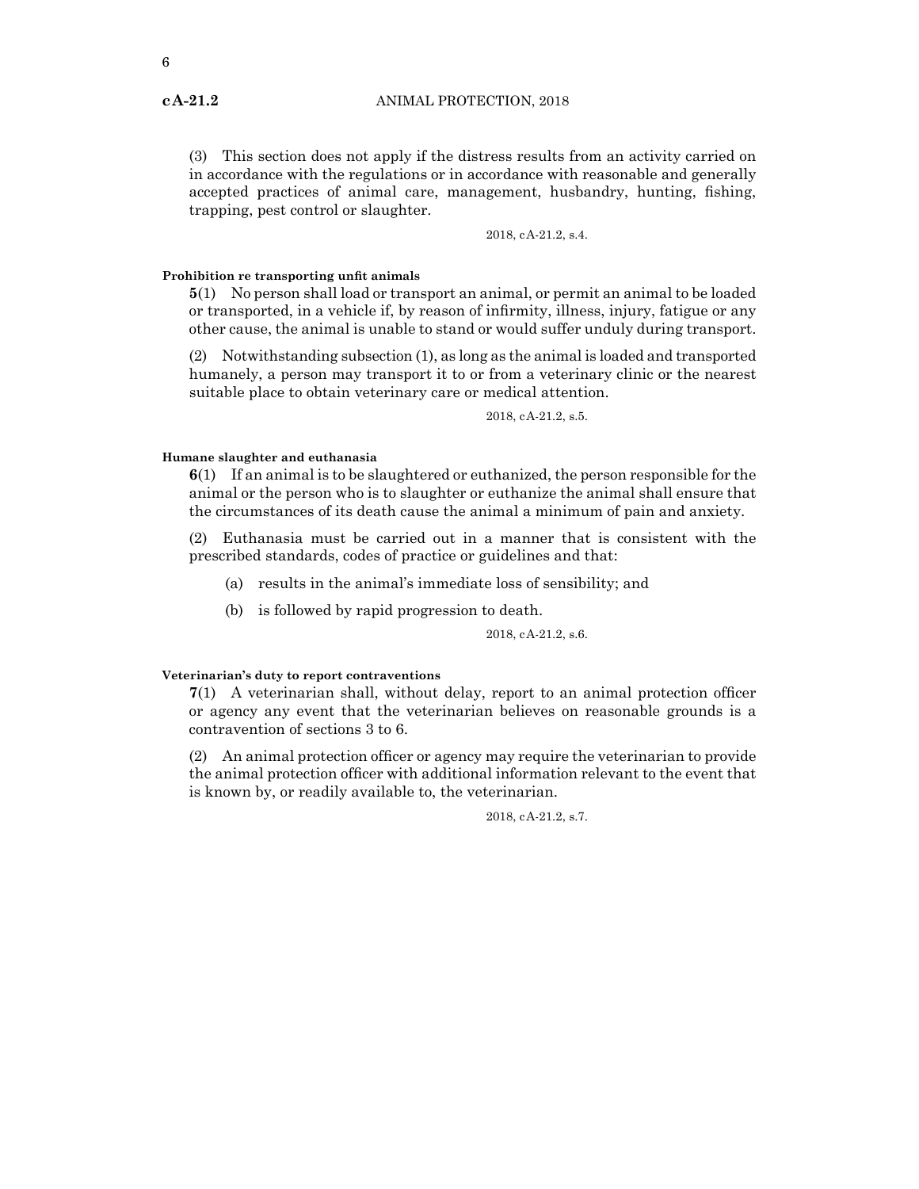(3) This section does not apply if the distress results from an activity carried on in accordance with the regulations or in accordance with reasonable and generally accepted practices of animal care, management, husbandry, hunting, fishing, trapping, pest control or slaughter.

2018, cA-21.2, s.4.

**Prohibition re transporting unfit animals**

**5**(1) No person shall load or transport an animal, or permit an animal to be loaded or transported, in a vehicle if, by reason of infirmity, illness, injury, fatigue or any other cause, the animal is unable to stand or would suffer unduly during transport.

(2) Notwithstanding subsection (1), as long as the animal is loaded and transported humanely, a person may transport it to or from a veterinary clinic or the nearest suitable place to obtain veterinary care or medical attention.

2018, cA-21.2, s.5.

**Humane slaughter and euthanasia**

**6**(1) If an animal is to be slaughtered or euthanized, the person responsible for the animal or the person who is to slaughter or euthanize the animal shall ensure that the circumstances of its death cause the animal a minimum of pain and anxiety.

(2) Euthanasia must be carried out in a manner that is consistent with the prescribed standards, codes of practice or guidelines and that:

(a) results in the animal's immediate loss of sensibility; and

(b) is followed by rapid progression to death.

2018, cA-21.2, s.6.

**Veterinarian's duty to report contraventions**

**7**(1) A veterinarian shall, without delay, report to an animal protection officer or agency any event that the veterinarian believes on reasonable grounds is a contravention of sections 3 to 6.

(2) An animal protection officer or agency may require the veterinarian to provide the animal protection officer with additional information relevant to the event that is known by, or readily available to, the veterinarian.

2018, cA-21.2, s.7.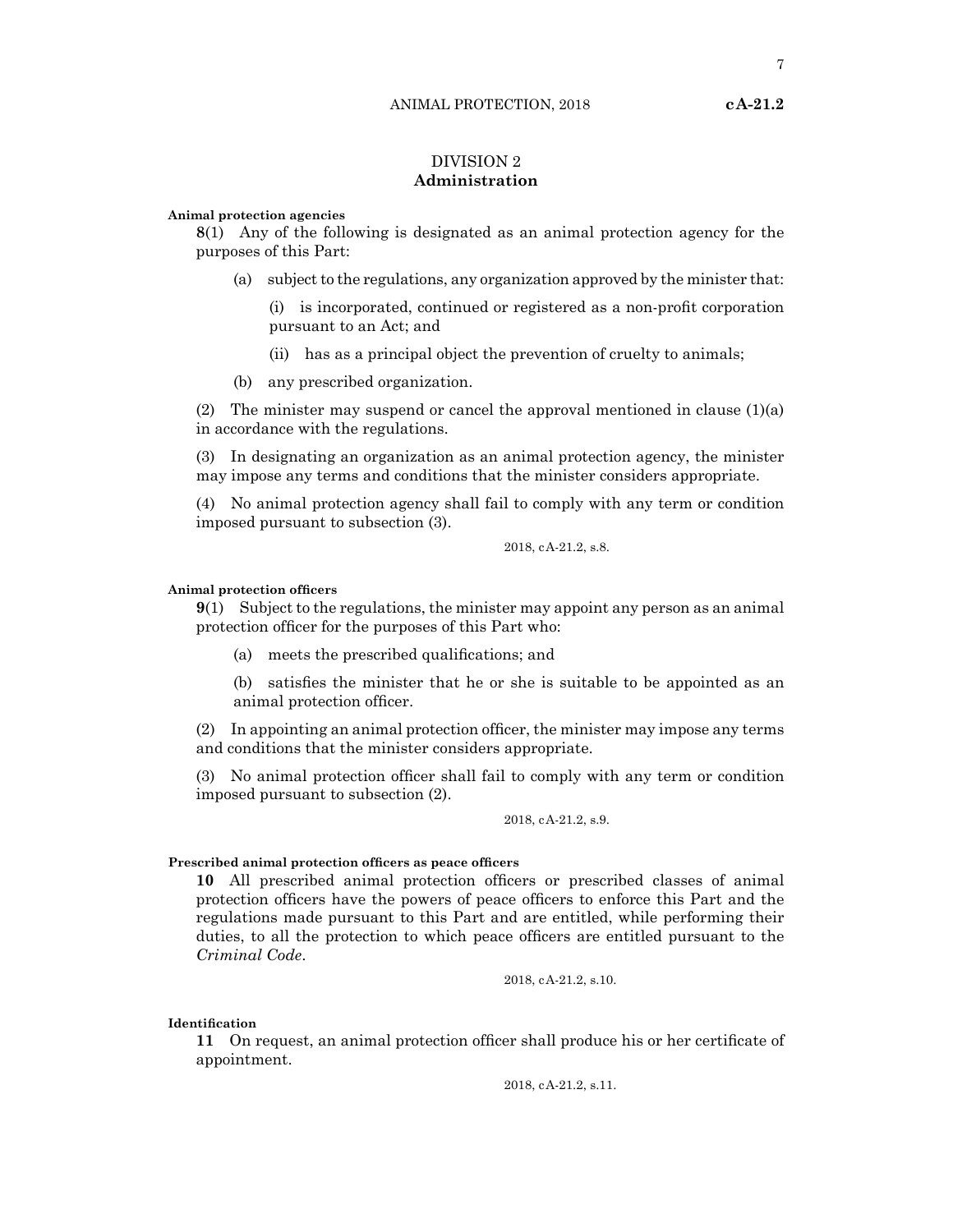## DIVISION 2
## Administration

**Animal protection agencies**

**8**(1) Any of the following is designated as an animal protection agency for the purposes of this Part:

(a) subject to the regulations, any organization approved by the minister that:

(i) is incorporated, continued or registered as a non-profit corporation pursuant to an Act; and

(ii) has as a principal object the prevention of cruelty to animals;

(b) any prescribed organization.

(2) The minister may suspend or cancel the approval mentioned in clause (1)(a) in accordance with the regulations.

(3) In designating an organization as an animal protection agency, the minister may impose any terms and conditions that the minister considers appropriate.

(4) No animal protection agency shall fail to comply with any term or condition imposed pursuant to subsection (3).

2018, cA-21.2, s.8.

**Animal protection officers**

**9**(1) Subject to the regulations, the minister may appoint any person as an animal protection officer for the purposes of this Part who:

(a) meets the prescribed qualifications; and

(b) satisfies the minister that he or she is suitable to be appointed as an animal protection officer.

(2) In appointing an animal protection officer, the minister may impose any terms and conditions that the minister considers appropriate.

(3) No animal protection officer shall fail to comply with any term or condition imposed pursuant to subsection (2).

2018, cA-21.2, s.9.

**Prescribed animal protection officers as peace officers**

**10** All prescribed animal protection officers or prescribed classes of animal protection officers have the powers of peace officers to enforce this Part and the regulations made pursuant to this Part and are entitled, while performing their duties, to all the protection to which peace officers are entitled pursuant to the *Criminal Code*.

2018, cA-21.2, s.10.

**Identification**

**11** On request, an animal protection officer shall produce his or her certificate of appointment.

2018, cA-21.2, s.11.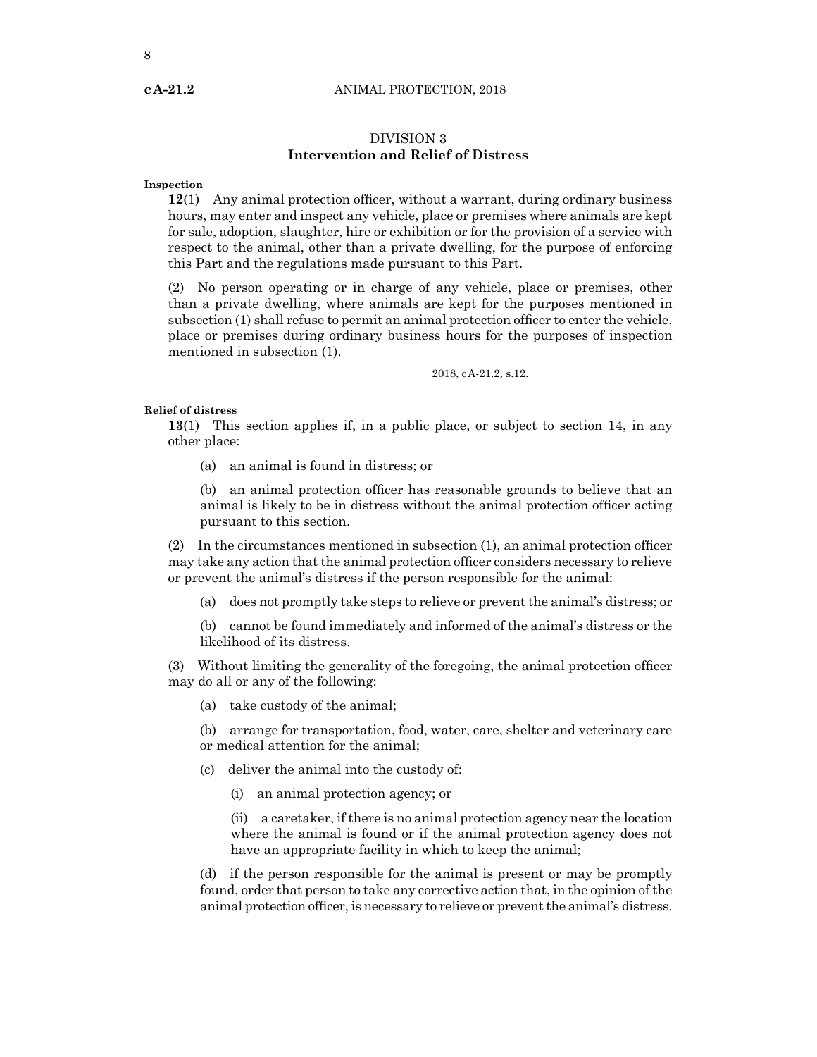## DIVISION 3
## Intervention and Relief of Distress

**Inspection**

**12**(1) Any animal protection officer, without a warrant, during ordinary business hours, may enter and inspect any vehicle, place or premises where animals are kept for sale, adoption, slaughter, hire or exhibition or for the provision of a service with respect to the animal, other than a private dwelling, for the purpose of enforcing this Part and the regulations made pursuant to this Part.

(2) No person operating or in charge of any vehicle, place or premises, other than a private dwelling, where animals are kept for the purposes mentioned in subsection (1) shall refuse to permit an animal protection officer to enter the vehicle, place or premises during ordinary business hours for the purposes of inspection mentioned in subsection (1).

2018, cA-21.2, s.12.

**Relief of distress**

**13**(1) This section applies if, in a public place, or subject to section 14, in any other place:

(a) an animal is found in distress; or

(b) an animal protection officer has reasonable grounds to believe that an animal is likely to be in distress without the animal protection officer acting pursuant to this section.

(2) In the circumstances mentioned in subsection (1), an animal protection officer may take any action that the animal protection officer considers necessary to relieve or prevent the animal's distress if the person responsible for the animal:

(a) does not promptly take steps to relieve or prevent the animal's distress; or

(b) cannot be found immediately and informed of the animal's distress or the likelihood of its distress.

(3) Without limiting the generality of the foregoing, the animal protection officer may do all or any of the following:

(a) take custody of the animal;

(b) arrange for transportation, food, water, care, shelter and veterinary care or medical attention for the animal;

(c) deliver the animal into the custody of:

(i) an animal protection agency; or

(ii) a caretaker, if there is no animal protection agency near the location where the animal is found or if the animal protection agency does not have an appropriate facility in which to keep the animal;

(d) if the person responsible for the animal is present or may be promptly found, order that person to take any corrective action that, in the opinion of the animal protection officer, is necessary to relieve or prevent the animal's distress.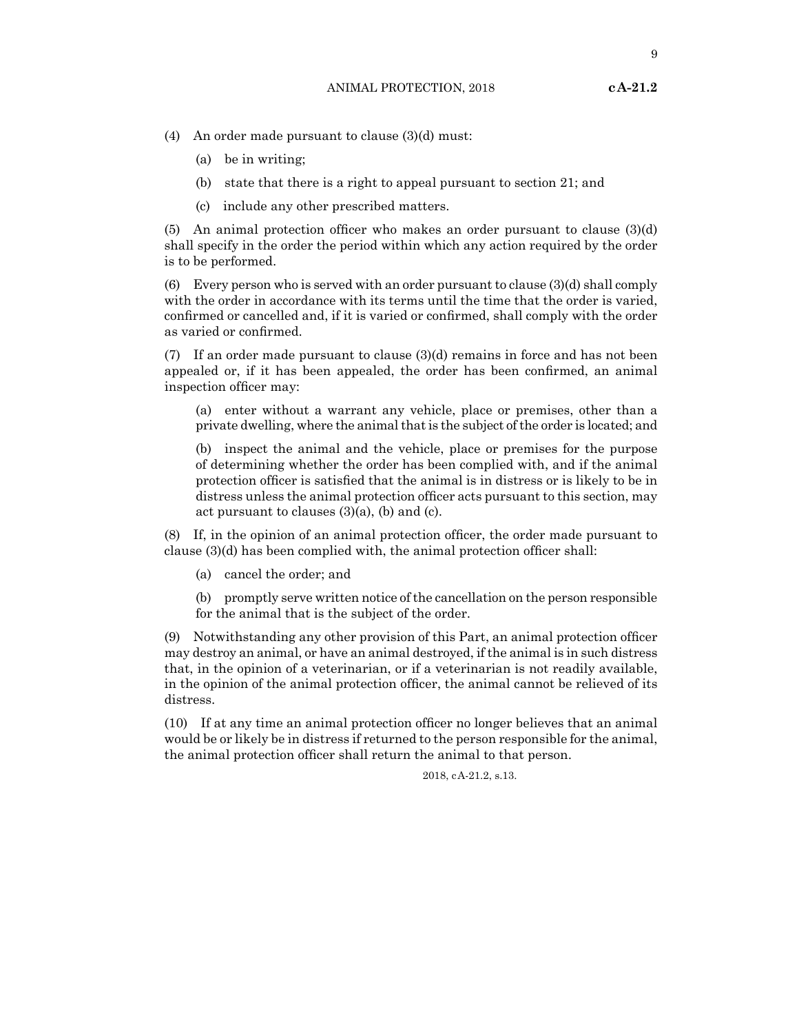(4) An order made pursuant to clause (3)(d) must:

(a) be in writing;

(b) state that there is a right to appeal pursuant to section 21; and

(c) include any other prescribed matters.

(5) An animal protection officer who makes an order pursuant to clause (3)(d) shall specify in the order the period within which any action required by the order is to be performed.

(6) Every person who is served with an order pursuant to clause (3)(d) shall comply with the order in accordance with its terms until the time that the order is varied, confirmed or cancelled and, if it is varied or confirmed, shall comply with the order as varied or confirmed.

(7) If an order made pursuant to clause (3)(d) remains in force and has not been appealed or, if it has been appealed, the order has been confirmed, an animal inspection officer may:

(a) enter without a warrant any vehicle, place or premises, other than a private dwelling, where the animal that is the subject of the order is located; and

(b) inspect the animal and the vehicle, place or premises for the purpose of determining whether the order has been complied with, and if the animal protection officer is satisfied that the animal is in distress or is likely to be in distress unless the animal protection officer acts pursuant to this section, may act pursuant to clauses (3)(a), (b) and (c).

(8) If, in the opinion of an animal protection officer, the order made pursuant to clause (3)(d) has been complied with, the animal protection officer shall:

(a) cancel the order; and

(b) promptly serve written notice of the cancellation on the person responsible for the animal that is the subject of the order.

(9) Notwithstanding any other provision of this Part, an animal protection officer may destroy an animal, or have an animal destroyed, if the animal is in such distress that, in the opinion of a veterinarian, or if a veterinarian is not readily available, in the opinion of the animal protection officer, the animal cannot be relieved of its distress.

(10) If at any time an animal protection officer no longer believes that an animal would be or likely be in distress if returned to the person responsible for the animal, the animal protection officer shall return the animal to that person.

2018, cA-21.2, s.13.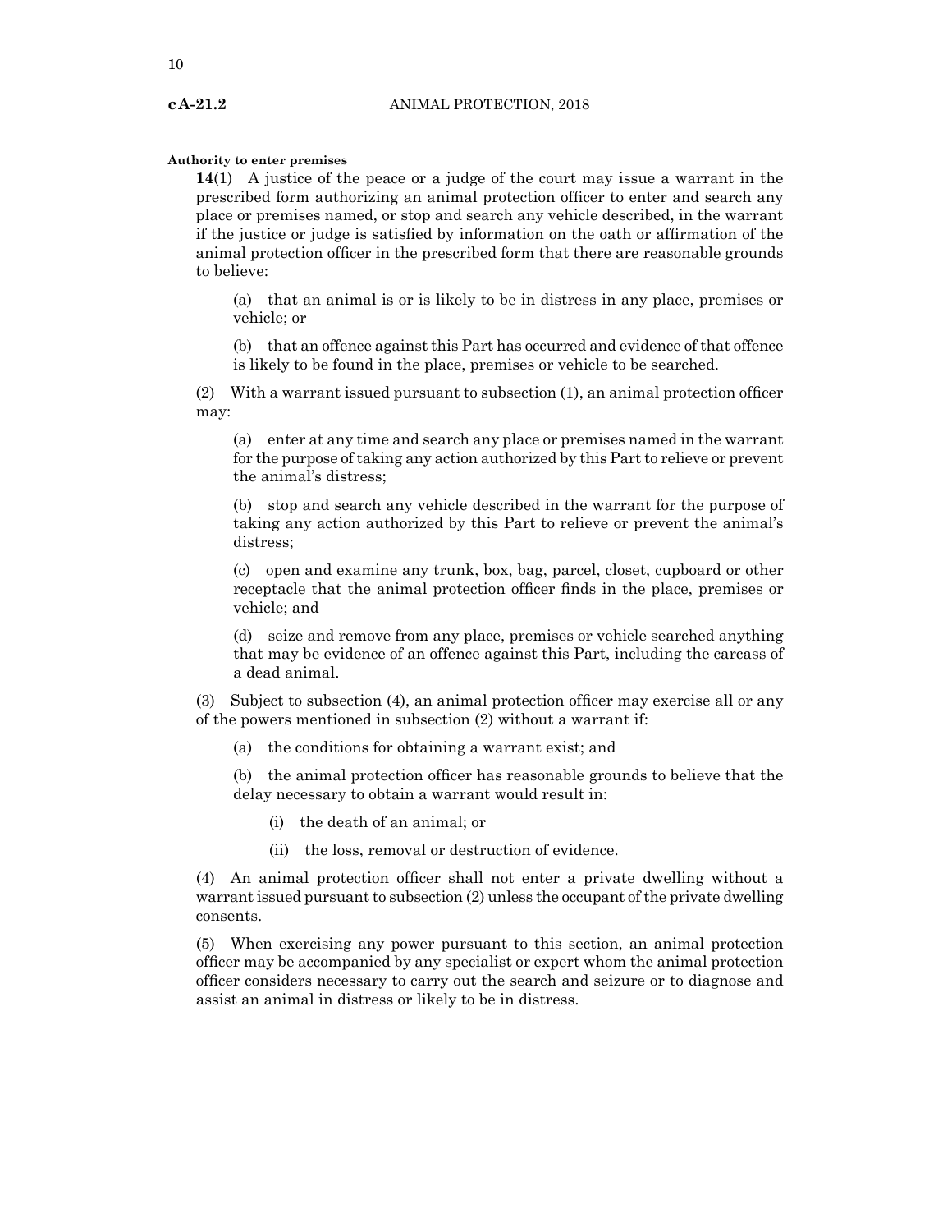**Authority to enter premises**

**14**(1) A justice of the peace or a judge of the court may issue a warrant in the prescribed form authorizing an animal protection officer to enter and search any place or premises named, or stop and search any vehicle described, in the warrant if the justice or judge is satisfied by information on the oath or affirmation of the animal protection officer in the prescribed form that there are reasonable grounds to believe:

(a) that an animal is or is likely to be in distress in any place, premises or vehicle; or

(b) that an offence against this Part has occurred and evidence of that offence is likely to be found in the place, premises or vehicle to be searched.

(2) With a warrant issued pursuant to subsection (1), an animal protection officer may:

(a) enter at any time and search any place or premises named in the warrant for the purpose of taking any action authorized by this Part to relieve or prevent the animal's distress;

(b) stop and search any vehicle described in the warrant for the purpose of taking any action authorized by this Part to relieve or prevent the animal's distress;

(c) open and examine any trunk, box, bag, parcel, closet, cupboard or other receptacle that the animal protection officer finds in the place, premises or vehicle; and

(d) seize and remove from any place, premises or vehicle searched anything that may be evidence of an offence against this Part, including the carcass of a dead animal.

(3) Subject to subsection (4), an animal protection officer may exercise all or any of the powers mentioned in subsection (2) without a warrant if:

(a) the conditions for obtaining a warrant exist; and

(b) the animal protection officer has reasonable grounds to believe that the delay necessary to obtain a warrant would result in:

(i) the death of an animal; or

(ii) the loss, removal or destruction of evidence.

(4) An animal protection officer shall not enter a private dwelling without a warrant issued pursuant to subsection (2) unless the occupant of the private dwelling consents.

(5) When exercising any power pursuant to this section, an animal protection officer may be accompanied by any specialist or expert whom the animal protection officer considers necessary to carry out the search and seizure or to diagnose and assist an animal in distress or likely to be in distress.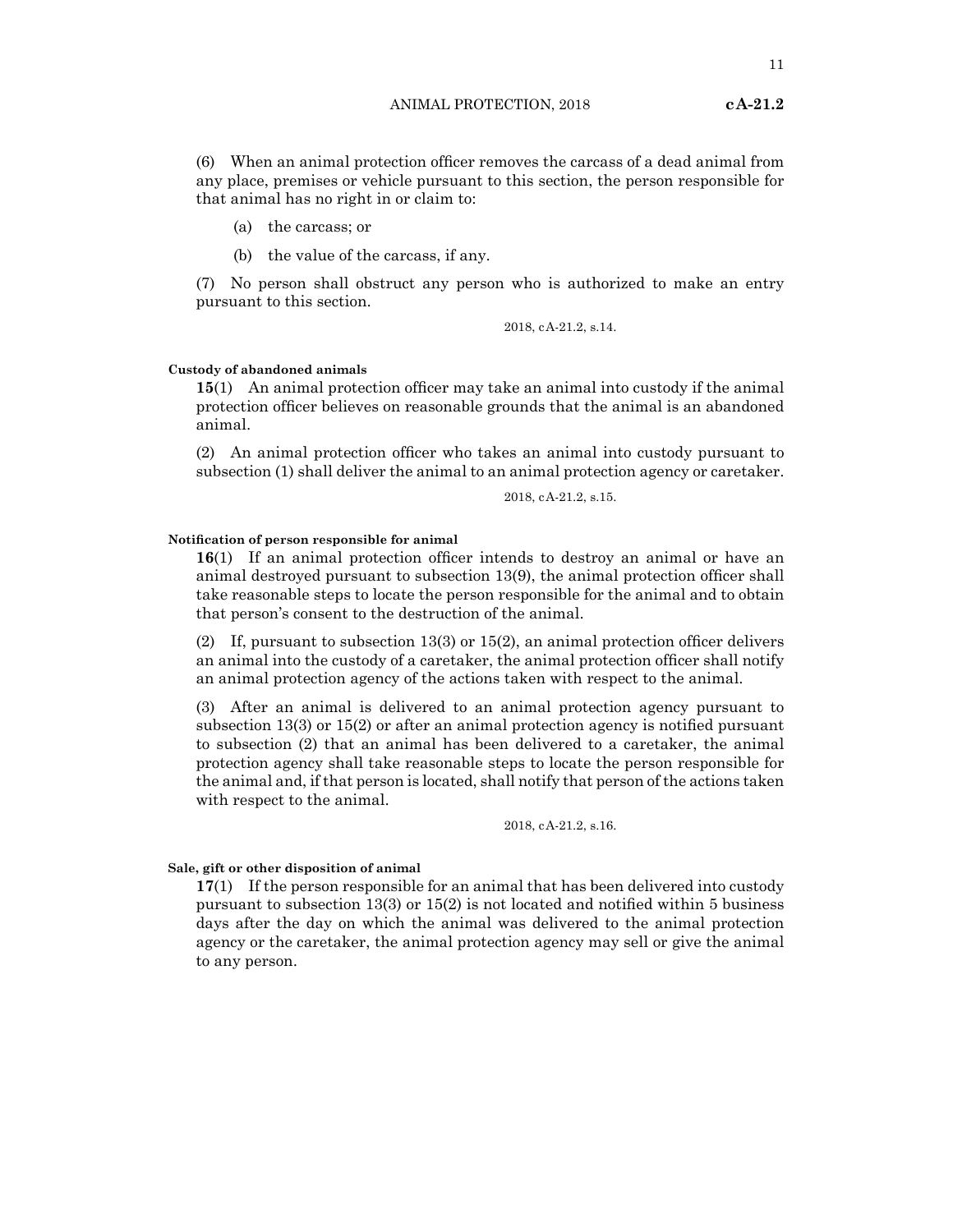(6) When an animal protection officer removes the carcass of a dead animal from any place, premises or vehicle pursuant to this section, the person responsible for that animal has no right in or claim to:

(a) the carcass; or

(b) the value of the carcass, if any.

(7) No person shall obstruct any person who is authorized to make an entry pursuant to this section.

2018, cA-21.2, s.14.

**Custody of abandoned animals**

**15**(1) An animal protection officer may take an animal into custody if the animal protection officer believes on reasonable grounds that the animal is an abandoned animal.

(2) An animal protection officer who takes an animal into custody pursuant to subsection (1) shall deliver the animal to an animal protection agency or caretaker.

2018, cA-21.2, s.15.

**Notification of person responsible for animal**

**16**(1) If an animal protection officer intends to destroy an animal or have an animal destroyed pursuant to subsection 13(9), the animal protection officer shall take reasonable steps to locate the person responsible for the animal and to obtain that person's consent to the destruction of the animal.

(2) If, pursuant to subsection 13(3) or 15(2), an animal protection officer delivers an animal into the custody of a caretaker, the animal protection officer shall notify an animal protection agency of the actions taken with respect to the animal.

(3) After an animal is delivered to an animal protection agency pursuant to subsection 13(3) or 15(2) or after an animal protection agency is notified pursuant to subsection (2) that an animal has been delivered to a caretaker, the animal protection agency shall take reasonable steps to locate the person responsible for the animal and, if that person is located, shall notify that person of the actions taken with respect to the animal.

2018, cA-21.2, s.16.

**Sale, gift or other disposition of animal**

**17**(1) If the person responsible for an animal that has been delivered into custody pursuant to subsection 13(3) or 15(2) is not located and notified within 5 business days after the day on which the animal was delivered to the animal protection agency or the caretaker, the animal protection agency may sell or give the animal to any person.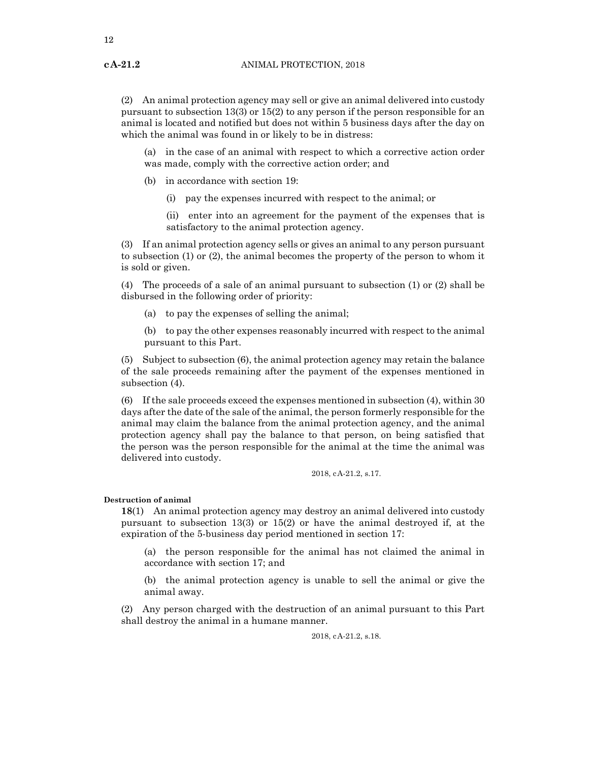(2) An animal protection agency may sell or give an animal delivered into custody pursuant to subsection 13(3) or 15(2) to any person if the person responsible for an animal is located and notified but does not within 5 business days after the day on which the animal was found in or likely to be in distress:

(a) in the case of an animal with respect to which a corrective action order was made, comply with the corrective action order; and

(b) in accordance with section 19:

(i) pay the expenses incurred with respect to the animal; or

(ii) enter into an agreement for the payment of the expenses that is satisfactory to the animal protection agency.

(3) If an animal protection agency sells or gives an animal to any person pursuant to subsection (1) or (2), the animal becomes the property of the person to whom it is sold or given.

(4) The proceeds of a sale of an animal pursuant to subsection (1) or (2) shall be disbursed in the following order of priority:

(a) to pay the expenses of selling the animal;

(b) to pay the other expenses reasonably incurred with respect to the animal pursuant to this Part.

(5) Subject to subsection (6), the animal protection agency may retain the balance of the sale proceeds remaining after the payment of the expenses mentioned in subsection (4).

(6) If the sale proceeds exceed the expenses mentioned in subsection (4), within 30 days after the date of the sale of the animal, the person formerly responsible for the animal may claim the balance from the animal protection agency, and the animal protection agency shall pay the balance to that person, on being satisfied that the person was the person responsible for the animal at the time the animal was delivered into custody.

2018, cA-21.2, s.17.

**Destruction of animal**

**18**(1) An animal protection agency may destroy an animal delivered into custody pursuant to subsection 13(3) or 15(2) or have the animal destroyed if, at the expiration of the 5-business day period mentioned in section 17:

(a) the person responsible for the animal has not claimed the animal in accordance with section 17; and

(b) the animal protection agency is unable to sell the animal or give the animal away.

(2) Any person charged with the destruction of an animal pursuant to this Part shall destroy the animal in a humane manner.

2018, cA-21.2, s.18.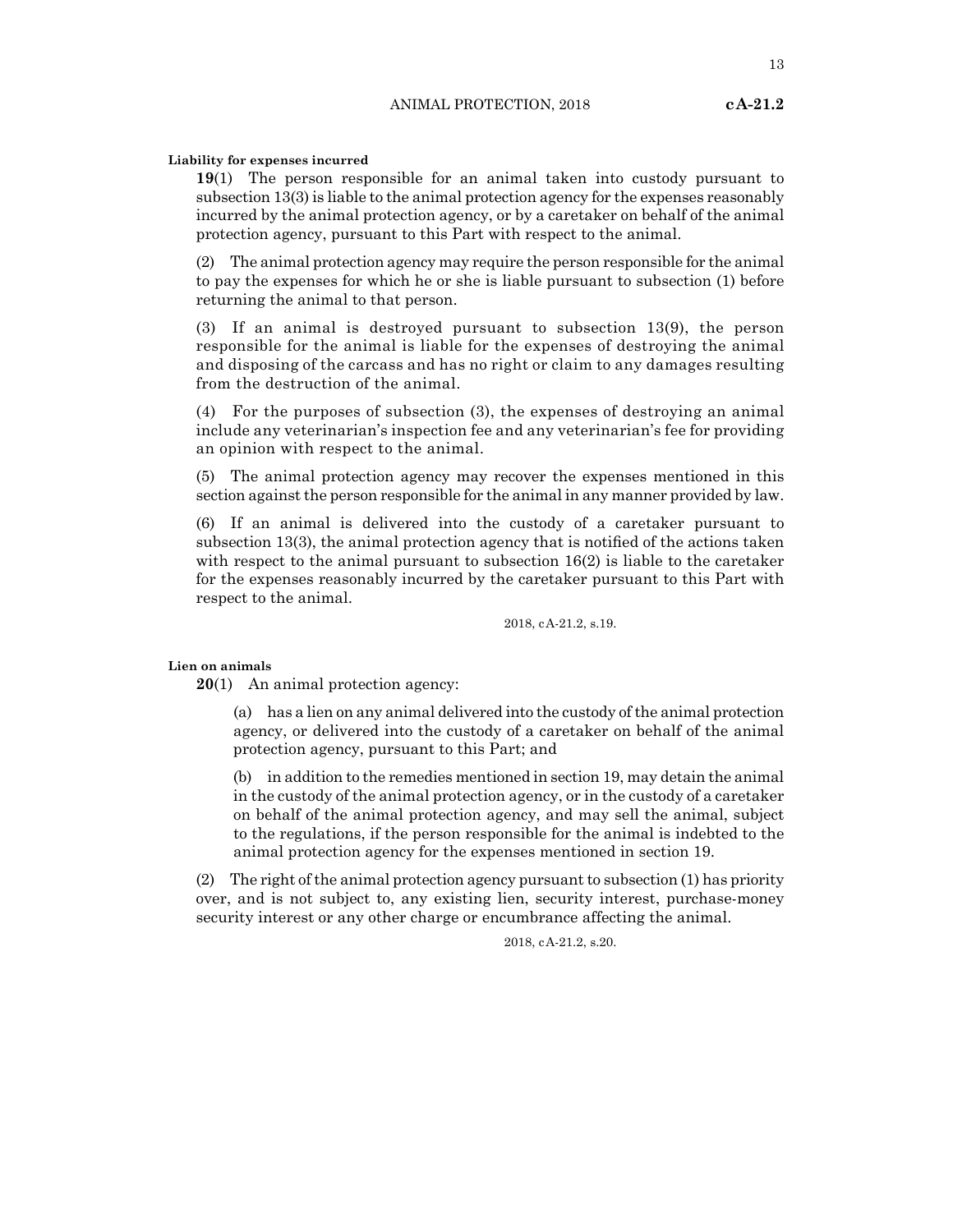**Liability for expenses incurred**

**19**(1) The person responsible for an animal taken into custody pursuant to subsection 13(3) is liable to the animal protection agency for the expenses reasonably incurred by the animal protection agency, or by a caretaker on behalf of the animal protection agency, pursuant to this Part with respect to the animal.

(2) The animal protection agency may require the person responsible for the animal to pay the expenses for which he or she is liable pursuant to subsection (1) before returning the animal to that person.

(3) If an animal is destroyed pursuant to subsection 13(9), the person responsible for the animal is liable for the expenses of destroying the animal and disposing of the carcass and has no right or claim to any damages resulting from the destruction of the animal.

(4) For the purposes of subsection (3), the expenses of destroying an animal include any veterinarian's inspection fee and any veterinarian's fee for providing an opinion with respect to the animal.

(5) The animal protection agency may recover the expenses mentioned in this section against the person responsible for the animal in any manner provided by law.

(6) If an animal is delivered into the custody of a caretaker pursuant to subsection 13(3), the animal protection agency that is notified of the actions taken with respect to the animal pursuant to subsection 16(2) is liable to the caretaker for the expenses reasonably incurred by the caretaker pursuant to this Part with respect to the animal.

2018, cA-21.2, s.19.

**Lien on animals**

**20**(1) An animal protection agency:

(a) has a lien on any animal delivered into the custody of the animal protection agency, or delivered into the custody of a caretaker on behalf of the animal protection agency, pursuant to this Part; and

(b) in addition to the remedies mentioned in section 19, may detain the animal in the custody of the animal protection agency, or in the custody of a caretaker on behalf of the animal protection agency, and may sell the animal, subject to the regulations, if the person responsible for the animal is indebted to the animal protection agency for the expenses mentioned in section 19.

(2) The right of the animal protection agency pursuant to subsection (1) has priority over, and is not subject to, any existing lien, security interest, purchase-money security interest or any other charge or encumbrance affecting the animal.

2018, cA-21.2, s.20.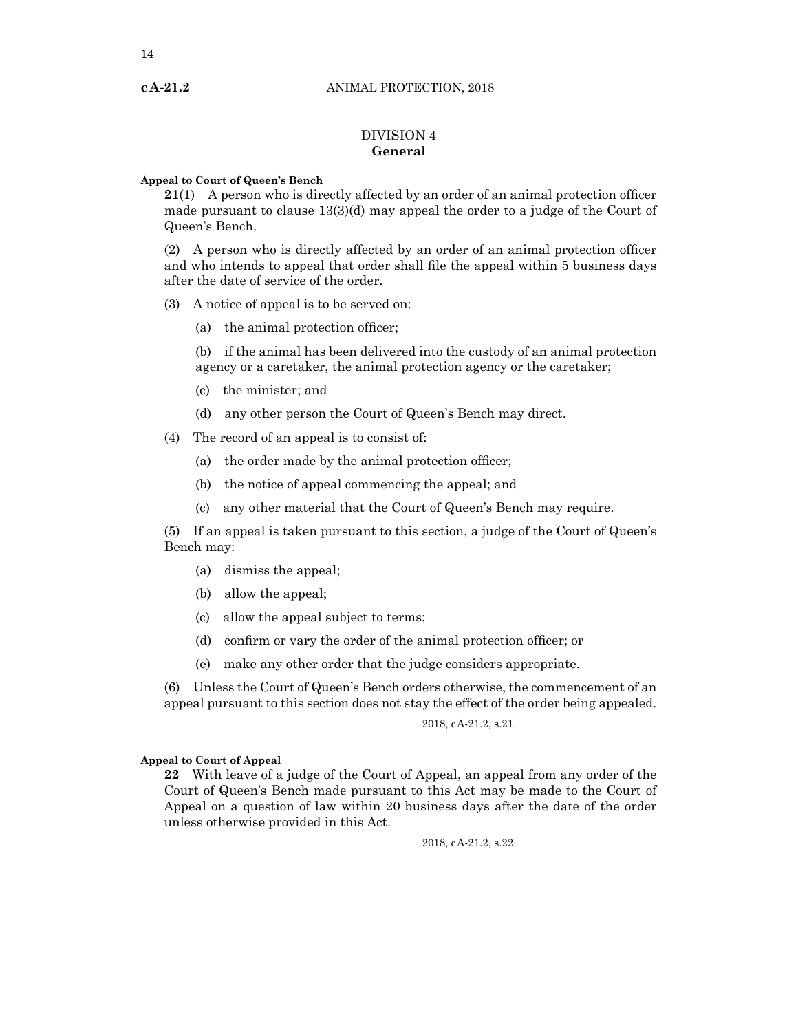## DIVISION 4
## General

**Appeal to Court of Queen's Bench**

**21**(1) A person who is directly affected by an order of an animal protection officer made pursuant to clause 13(3)(d) may appeal the order to a judge of the Court of Queen's Bench.

(2) A person who is directly affected by an order of an animal protection officer and who intends to appeal that order shall file the appeal within 5 business days after the date of service of the order.

(3) A notice of appeal is to be served on:

(a) the animal protection officer;

(b) if the animal has been delivered into the custody of an animal protection agency or a caretaker, the animal protection agency or the caretaker;

(c) the minister; and

(d) any other person the Court of Queen's Bench may direct.

(4) The record of an appeal is to consist of:

(a) the order made by the animal protection officer;

(b) the notice of appeal commencing the appeal; and

(c) any other material that the Court of Queen's Bench may require.

(5) If an appeal is taken pursuant to this section, a judge of the Court of Queen's Bench may:

(a) dismiss the appeal;

(b) allow the appeal;

(c) allow the appeal subject to terms;

(d) confirm or vary the order of the animal protection officer; or

(e) make any other order that the judge considers appropriate.

(6) Unless the Court of Queen's Bench orders otherwise, the commencement of an appeal pursuant to this section does not stay the effect of the order being appealed.

2018, cA-21.2, s.21.

**Appeal to Court of Appeal**

**22** With leave of a judge of the Court of Appeal, an appeal from any order of the Court of Queen's Bench made pursuant to this Act may be made to the Court of Appeal on a question of law within 20 business days after the date of the order unless otherwise provided in this Act.

2018, cA-21.2, s.22.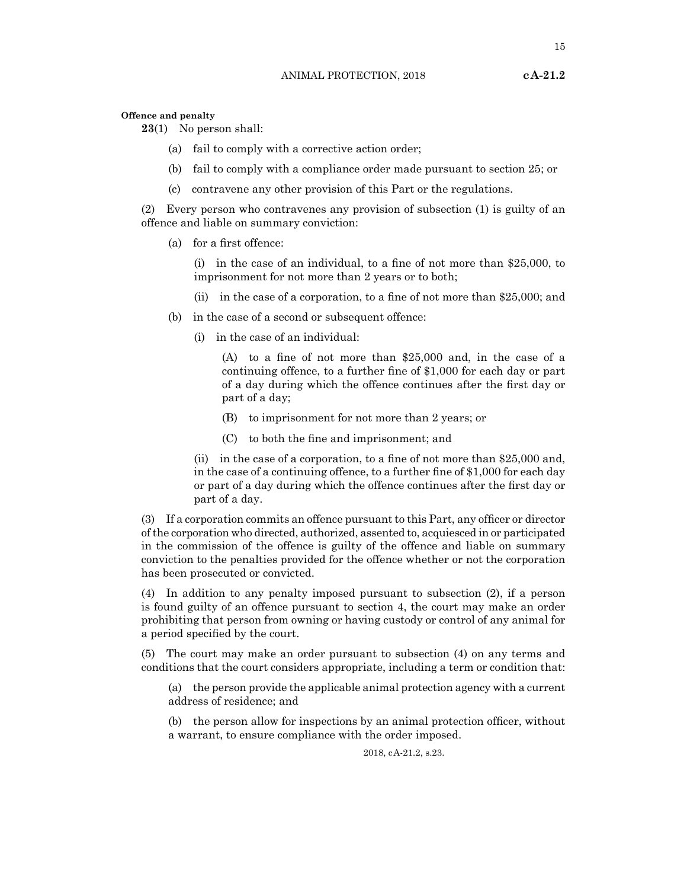**Offence and penalty**

**23**(1) No person shall:

(a) fail to comply with a corrective action order;

(b) fail to comply with a compliance order made pursuant to section 25; or

(c) contravene any other provision of this Part or the regulations.

(2) Every person who contravenes any provision of subsection (1) is guilty of an offence and liable on summary conviction:

(a) for a first offence:

(i) in the case of an individual, to a fine of not more than $25,000, to imprisonment for not more than 2 years or to both;

(ii) in the case of a corporation, to a fine of not more than $25,000; and

(b) in the case of a second or subsequent offence:

(i) in the case of an individual:

(A) to a fine of not more than $25,000 and, in the case of a continuing offence, to a further fine of $1,000 for each day or part of a day during which the offence continues after the first day or part of a day;

(B) to imprisonment for not more than 2 years; or

(C) to both the fine and imprisonment; and

(ii) in the case of a corporation, to a fine of not more than $25,000 and, in the case of a continuing offence, to a further fine of $1,000 for each day or part of a day during which the offence continues after the first day or part of a day.

(3) If a corporation commits an offence pursuant to this Part, any officer or director of the corporation who directed, authorized, assented to, acquiesced in or participated in the commission of the offence is guilty of the offence and liable on summary conviction to the penalties provided for the offence whether or not the corporation has been prosecuted or convicted.

(4) In addition to any penalty imposed pursuant to subsection (2), if a person is found guilty of an offence pursuant to section 4, the court may make an order prohibiting that person from owning or having custody or control of any animal for a period specified by the court.

(5) The court may make an order pursuant to subsection (4) on any terms and conditions that the court considers appropriate, including a term or condition that:

(a) the person provide the applicable animal protection agency with a current address of residence; and

(b) the person allow for inspections by an animal protection officer, without a warrant, to ensure compliance with the order imposed.

2018, cA-21.2, s.23.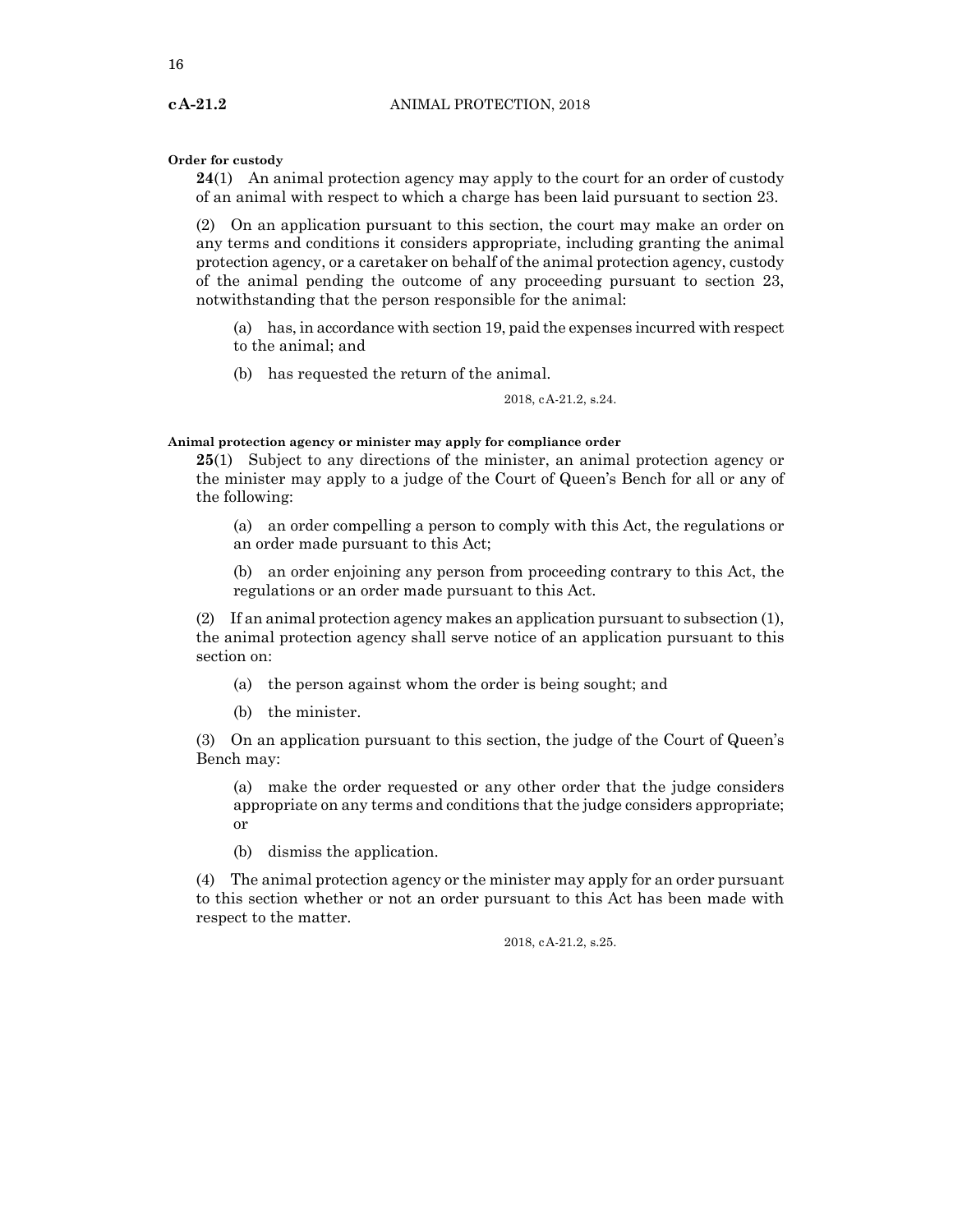**Order for custody**

**24**(1) An animal protection agency may apply to the court for an order of custody of an animal with respect to which a charge has been laid pursuant to section 23.

(2) On an application pursuant to this section, the court may make an order on any terms and conditions it considers appropriate, including granting the animal protection agency, or a caretaker on behalf of the animal protection agency, custody of the animal pending the outcome of any proceeding pursuant to section 23, notwithstanding that the person responsible for the animal:

(a) has, in accordance with section 19, paid the expenses incurred with respect to the animal; and

(b) has requested the return of the animal.

2018, cA-21.2, s.24.

**Animal protection agency or minister may apply for compliance order**

**25**(1) Subject to any directions of the minister, an animal protection agency or the minister may apply to a judge of the Court of Queen's Bench for all or any of the following:

(a) an order compelling a person to comply with this Act, the regulations or an order made pursuant to this Act;

(b) an order enjoining any person from proceeding contrary to this Act, the regulations or an order made pursuant to this Act.

(2) If an animal protection agency makes an application pursuant to subsection (1), the animal protection agency shall serve notice of an application pursuant to this section on:

(a) the person against whom the order is being sought; and

(b) the minister.

(3) On an application pursuant to this section, the judge of the Court of Queen's Bench may:

(a) make the order requested or any other order that the judge considers appropriate on any terms and conditions that the judge considers appropriate; or

(b) dismiss the application.

(4) The animal protection agency or the minister may apply for an order pursuant to this section whether or not an order pursuant to this Act has been made with respect to the matter.

2018, cA-21.2, s.25.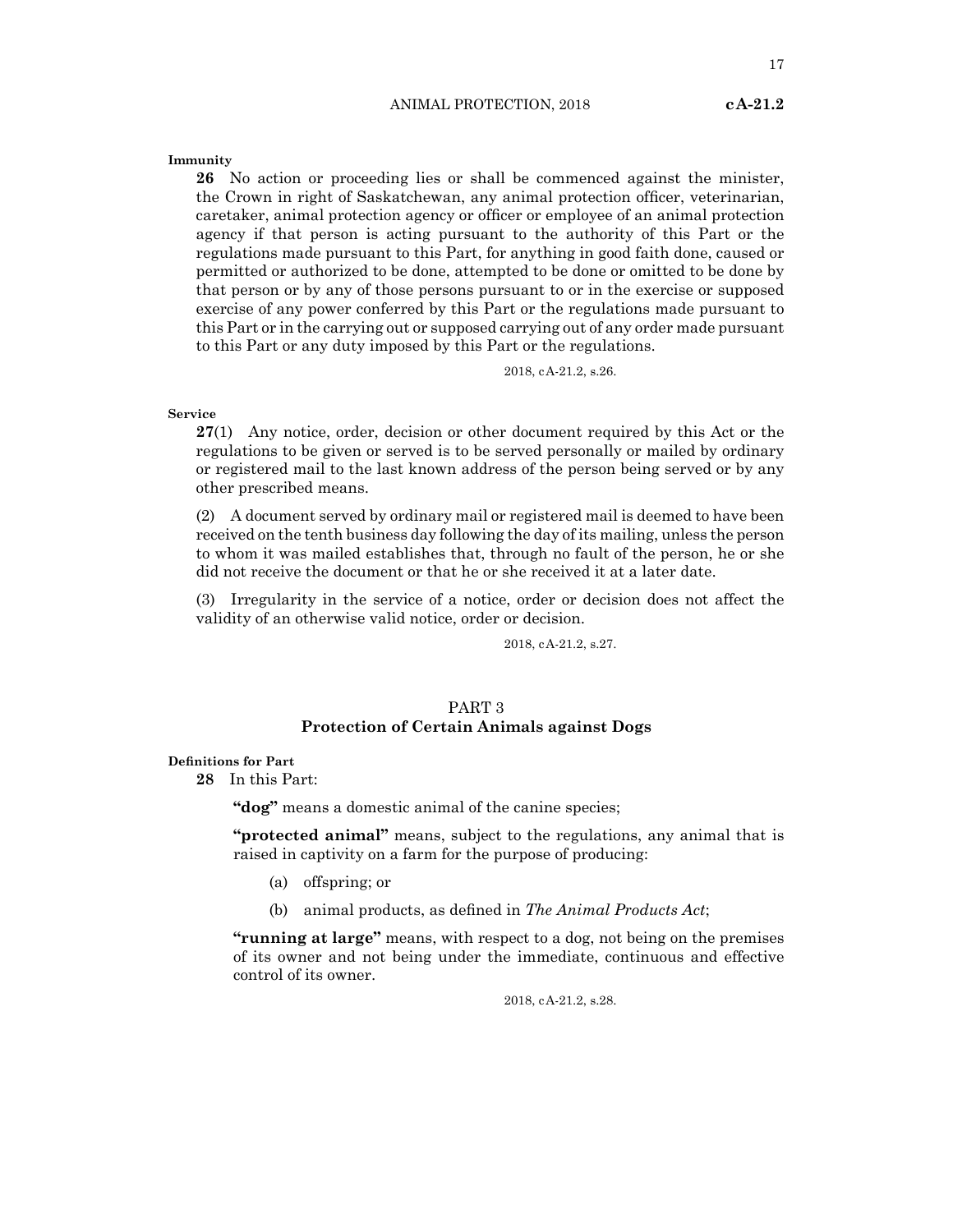**Immunity**

**26** No action or proceeding lies or shall be commenced against the minister, the Crown in right of Saskatchewan, any animal protection officer, veterinarian, caretaker, animal protection agency or officer or employee of an animal protection agency if that person is acting pursuant to the authority of this Part or the regulations made pursuant to this Part, for anything in good faith done, caused or permitted or authorized to be done, attempted to be done or omitted to be done by that person or by any of those persons pursuant to or in the exercise or supposed exercise of any power conferred by this Part or the regulations made pursuant to this Part or in the carrying out or supposed carrying out of any order made pursuant to this Part or any duty imposed by this Part or the regulations.

2018, cA-21.2, s.26.

**Service**

**27**(1) Any notice, order, decision or other document required by this Act or the regulations to be given or served is to be served personally or mailed by ordinary or registered mail to the last known address of the person being served or by any other prescribed means.

(2) A document served by ordinary mail or registered mail is deemed to have been received on the tenth business day following the day of its mailing, unless the person to whom it was mailed establishes that, through no fault of the person, he or she did not receive the document or that he or she received it at a later date.

(3) Irregularity in the service of a notice, order or decision does not affect the validity of an otherwise valid notice, order or decision.

2018, cA-21.2, s.27.

## PART 3
## Protection of Certain Animals against Dogs

**Definitions for Part**

**28** In this Part:

**"dog"** means a domestic animal of the canine species;

**"protected animal"** means, subject to the regulations, any animal that is raised in captivity on a farm for the purpose of producing:

(a) offspring; or

(b) animal products, as defined in *The Animal Products Act*;

**"running at large"** means, with respect to a dog, not being on the premises of its owner and not being under the immediate, continuous and effective control of its owner.

2018, cA-21.2, s.28.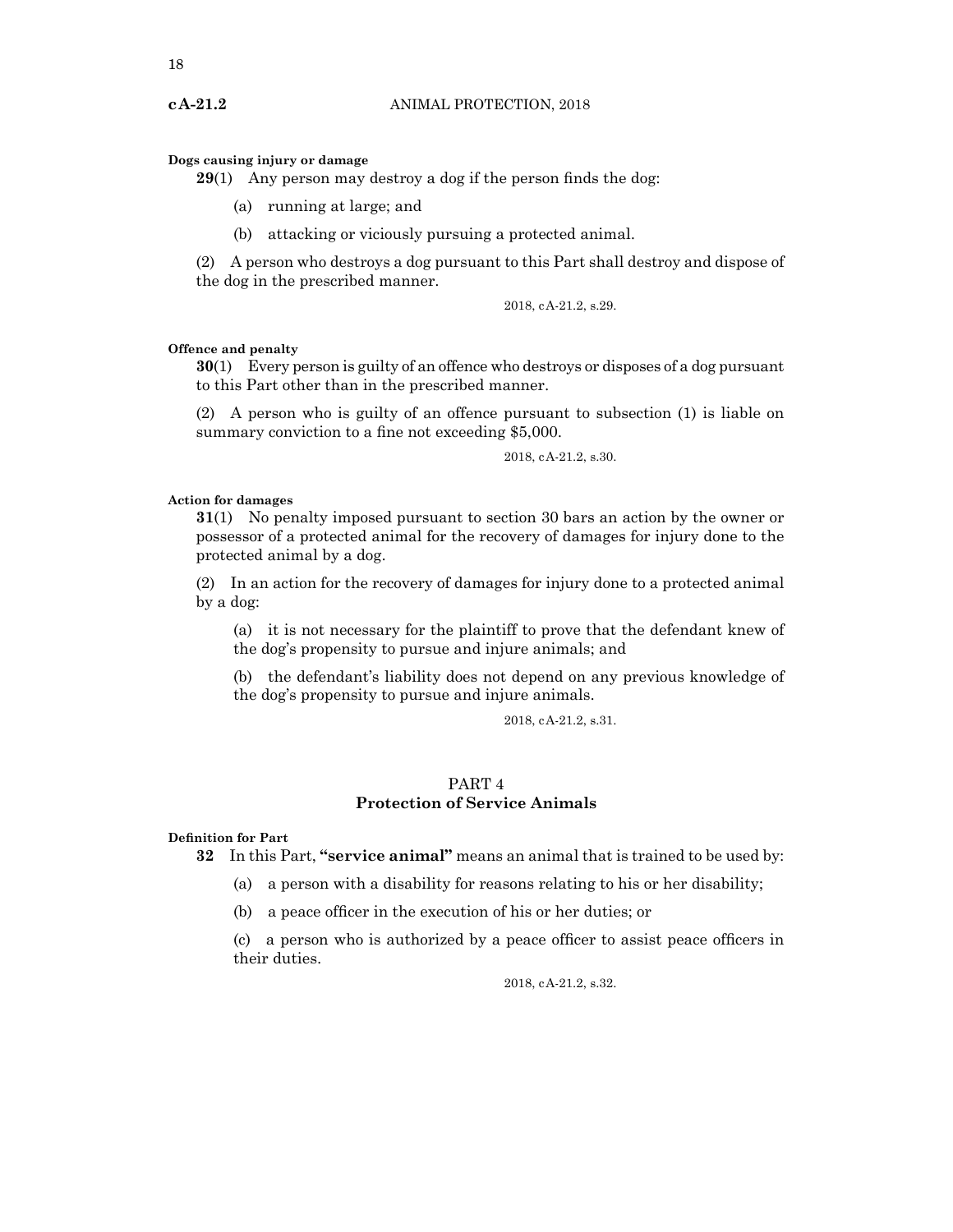**Dogs causing injury or damage**

**29**(1) Any person may destroy a dog if the person finds the dog:

(a) running at large; and

(b) attacking or viciously pursuing a protected animal.

(2) A person who destroys a dog pursuant to this Part shall destroy and dispose of the dog in the prescribed manner.

2018, cA-21.2, s.29.

**Offence and penalty**

**30**(1) Every person is guilty of an offence who destroys or disposes of a dog pursuant to this Part other than in the prescribed manner.

(2) A person who is guilty of an offence pursuant to subsection (1) is liable on summary conviction to a fine not exceeding $5,000.

2018, cA-21.2, s.30.

**Action for damages**

**31**(1) No penalty imposed pursuant to section 30 bars an action by the owner or possessor of a protected animal for the recovery of damages for injury done to the protected animal by a dog.

(2) In an action for the recovery of damages for injury done to a protected animal by a dog:

(a) it is not necessary for the plaintiff to prove that the defendant knew of the dog's propensity to pursue and injure animals; and

(b) the defendant's liability does not depend on any previous knowledge of the dog's propensity to pursue and injure animals.

2018, cA-21.2, s.31.

## PART 4
## Protection of Service Animals

**Definition for Part**

**32** In this Part, **"service animal"** means an animal that is trained to be used by:

(a) a person with a disability for reasons relating to his or her disability;

(b) a peace officer in the execution of his or her duties; or

(c) a person who is authorized by a peace officer to assist peace officers in their duties.

2018, cA-21.2, s.32.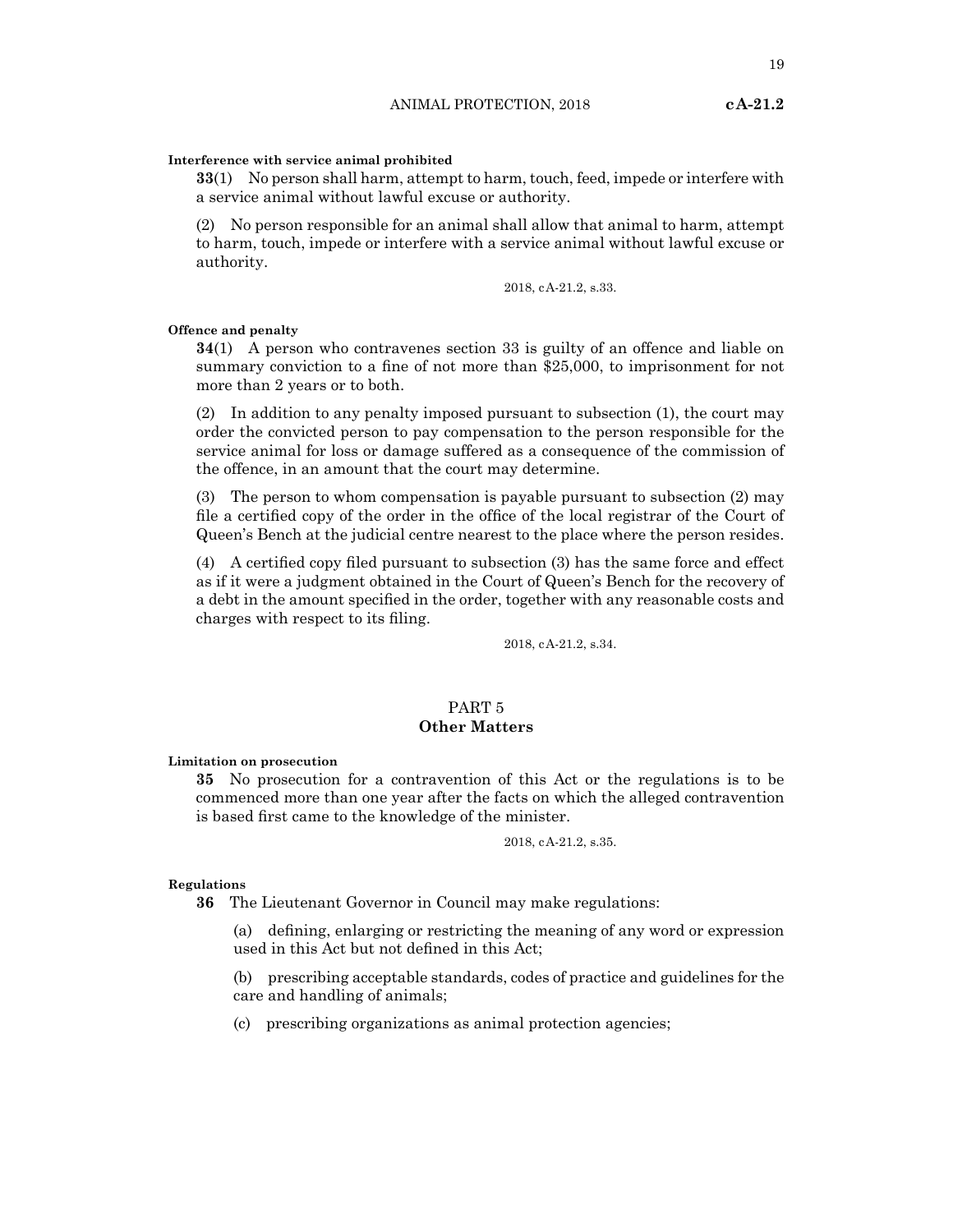**Interference with service animal prohibited**

**33**(1) No person shall harm, attempt to harm, touch, feed, impede or interfere with a service animal without lawful excuse or authority.

(2) No person responsible for an animal shall allow that animal to harm, attempt to harm, touch, impede or interfere with a service animal without lawful excuse or authority.

2018, cA-21.2, s.33.

**Offence and penalty**

**34**(1) A person who contravenes section 33 is guilty of an offence and liable on summary conviction to a fine of not more than $25,000, to imprisonment for not more than 2 years or to both.

(2) In addition to any penalty imposed pursuant to subsection (1), the court may order the convicted person to pay compensation to the person responsible for the service animal for loss or damage suffered as a consequence of the commission of the offence, in an amount that the court may determine.

(3) The person to whom compensation is payable pursuant to subsection (2) may file a certified copy of the order in the office of the local registrar of the Court of Queen's Bench at the judicial centre nearest to the place where the person resides.

(4) A certified copy filed pursuant to subsection (3) has the same force and effect as if it were a judgment obtained in the Court of Queen's Bench for the recovery of a debt in the amount specified in the order, together with any reasonable costs and charges with respect to its filing.

2018, cA-21.2, s.34.

## PART 5
## Other Matters

**Limitation on prosecution**

**35** No prosecution for a contravention of this Act or the regulations is to be commenced more than one year after the facts on which the alleged contravention is based first came to the knowledge of the minister.

2018, cA-21.2, s.35.

**Regulations**

**36** The Lieutenant Governor in Council may make regulations:

(a) defining, enlarging or restricting the meaning of any word or expression used in this Act but not defined in this Act;

(b) prescribing acceptable standards, codes of practice and guidelines for the care and handling of animals;

(c) prescribing organizations as animal protection agencies;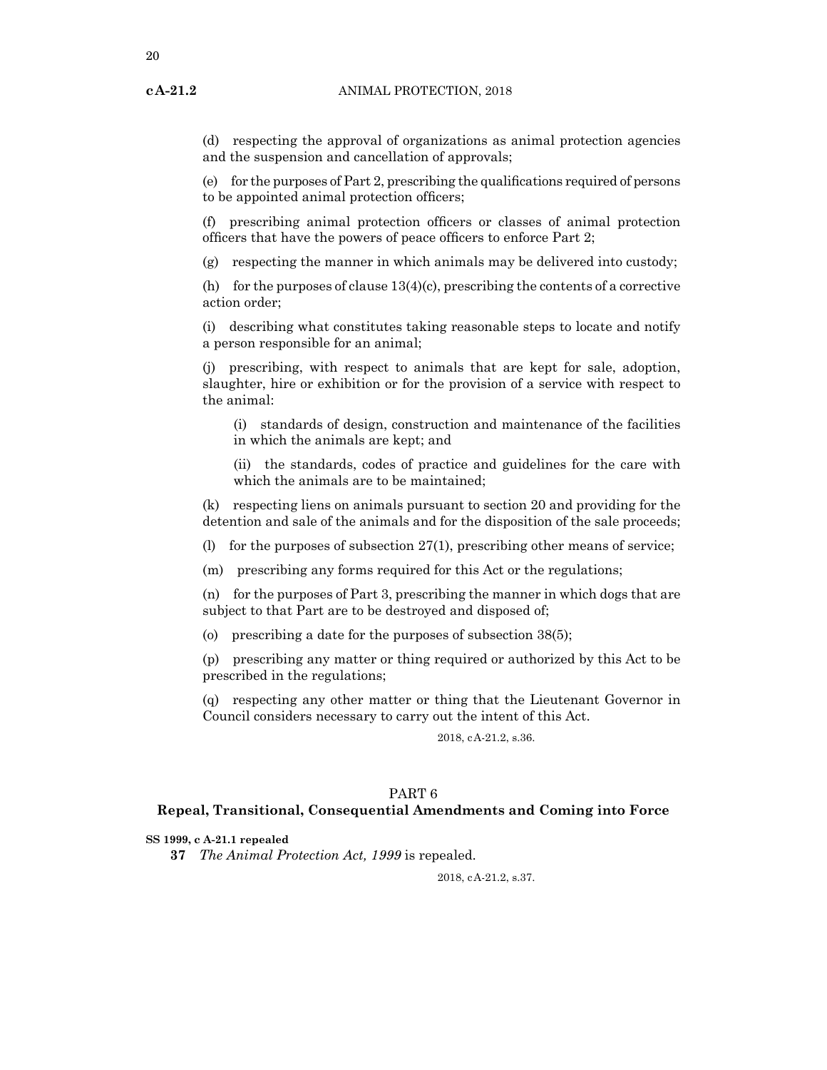(d) respecting the approval of organizations as animal protection agencies and the suspension and cancellation of approvals;

(e) for the purposes of Part 2, prescribing the qualifications required of persons to be appointed animal protection officers;

(f) prescribing animal protection officers or classes of animal protection officers that have the powers of peace officers to enforce Part 2;

(g) respecting the manner in which animals may be delivered into custody;

(h) for the purposes of clause 13(4)(c), prescribing the contents of a corrective action order;

(i) describing what constitutes taking reasonable steps to locate and notify a person responsible for an animal;

(j) prescribing, with respect to animals that are kept for sale, adoption, slaughter, hire or exhibition or for the provision of a service with respect to the animal:

> (i) standards of design, construction and maintenance of the facilities in which the animals are kept; and
>
> (ii) the standards, codes of practice and guidelines for the care with which the animals are to be maintained;

(k) respecting liens on animals pursuant to section 20 and providing for the detention and sale of the animals and for the disposition of the sale proceeds;

(l) for the purposes of subsection 27(1), prescribing other means of service;

(m) prescribing any forms required for this Act or the regulations;

(n) for the purposes of Part 3, prescribing the manner in which dogs that are subject to that Part are to be destroyed and disposed of;

(o) prescribing a date for the purposes of subsection 38(5);

(p) prescribing any matter or thing required or authorized by this Act to be prescribed in the regulations;

(q) respecting any other matter or thing that the Lieutenant Governor in Council considers necessary to carry out the intent of this Act.

2018, cA-21.2, s.36.

## PART 6
## Repeal, Transitional, Consequential Amendments and Coming into Force

**SS 1999, c A-21.1 repealed**

**37** *The Animal Protection Act, 1999* is repealed.

2018, cA-21.2, s.37.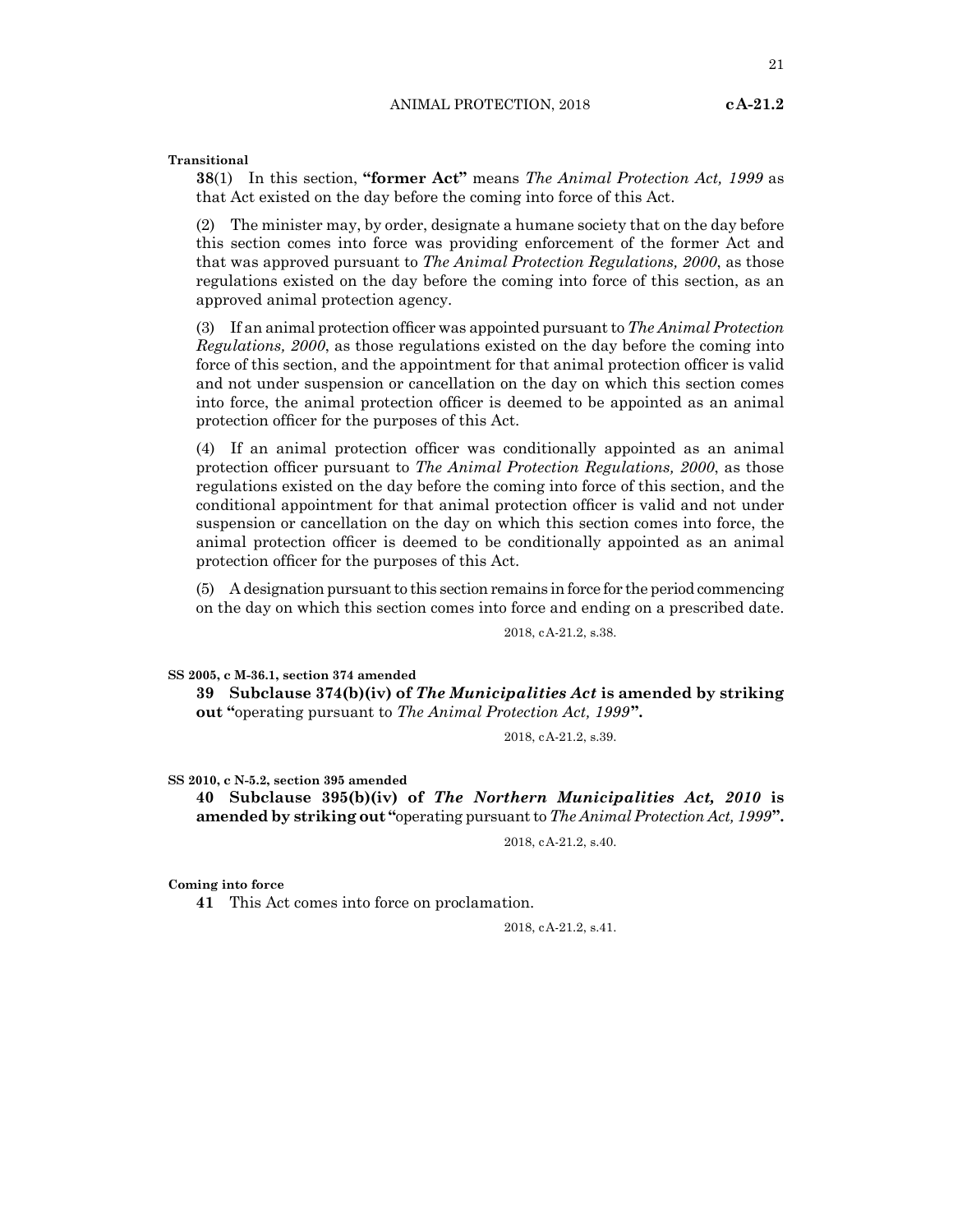**Transitional**

**38**(1) In this section, **"former Act"** means *The Animal Protection Act, 1999* as that Act existed on the day before the coming into force of this Act.

(2) The minister may, by order, designate a humane society that on the day before this section comes into force was providing enforcement of the former Act and that was approved pursuant to *The Animal Protection Regulations, 2000*, as those regulations existed on the day before the coming into force of this section, as an approved animal protection agency.

(3) If an animal protection officer was appointed pursuant to *The Animal Protection Regulations, 2000*, as those regulations existed on the day before the coming into force of this section, and the appointment for that animal protection officer is valid and not under suspension or cancellation on the day on which this section comes into force, the animal protection officer is deemed to be appointed as an animal protection officer for the purposes of this Act.

(4) If an animal protection officer was conditionally appointed as an animal protection officer pursuant to *The Animal Protection Regulations, 2000*, as those regulations existed on the day before the coming into force of this section, and the conditional appointment for that animal protection officer is valid and not under suspension or cancellation on the day on which this section comes into force, the animal protection officer is deemed to be conditionally appointed as an animal protection officer for the purposes of this Act.

(5) A designation pursuant to this section remains in force for the period commencing on the day on which this section comes into force and ending on a prescribed date.

2018, cA-21.2, s.38.

**SS 2005, c M-36.1, section 374 amended**

**39 Subclause 374(b)(iv) of *The Municipalities Act* is amended by striking out "**operating pursuant to *The Animal Protection Act, 1999***".**

2018, cA-21.2, s.39.

**SS 2010, c N-5.2, section 395 amended**

**40 Subclause 395(b)(iv) of *The Northern Municipalities Act, 2010* is amended by striking out "**operating pursuant to *The Animal Protection Act, 1999***".**

2018, cA-21.2, s.40.

**Coming into force**

**41** This Act comes into force on proclamation.

2018, cA-21.2, s.41.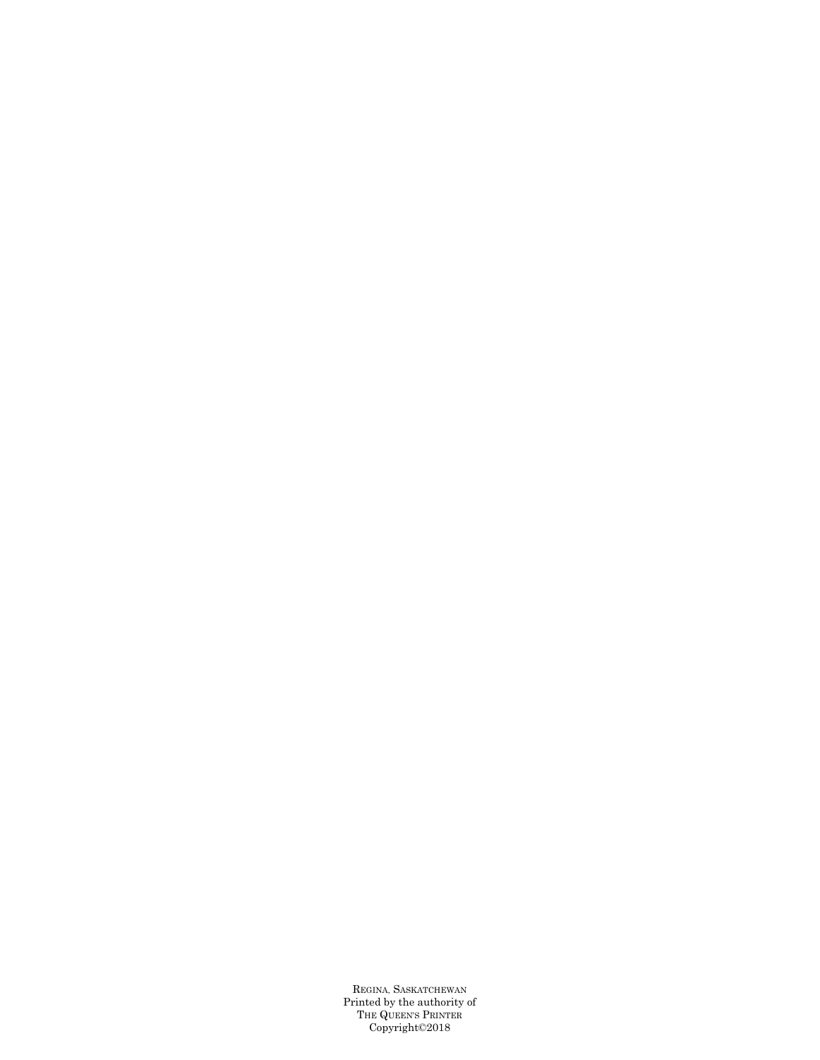Regina, Saskatchewan
Printed by the authority of
The Queen's Printer
Copyright©2018